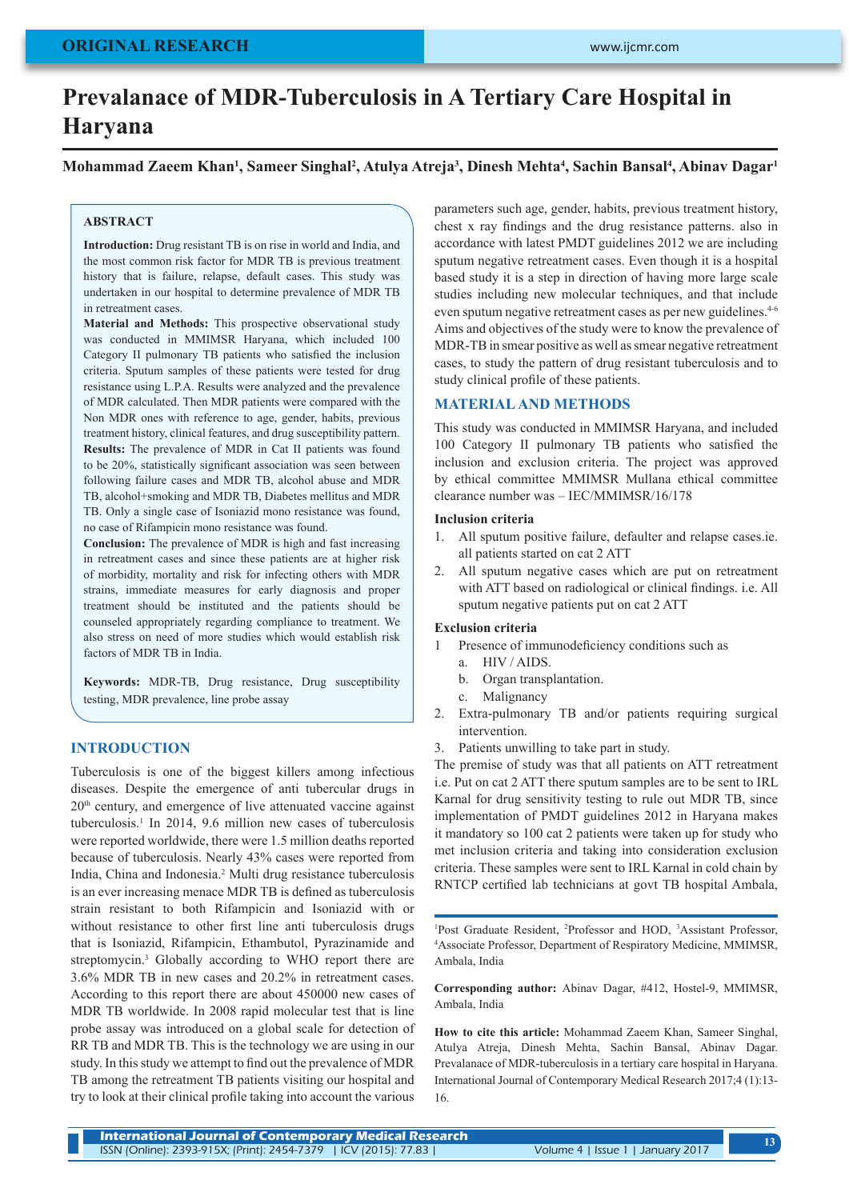ORIGINAL RESEARCH

# Prevalanace of MDR-Tuberculosis in A Tertiary Care Hospital in Haryana

**Mohammad Zaeem Khan[1], Sameer Singhal[2], Atulya Atreja[3], Dinesh Mehta[4], Sachin Bansal[4], Abinav Dagar[1]**

## ABSTRACT

**Introduction:** Drug resistant TB is on rise in world and India, and the most common risk factor for MDR TB is previous treatment history that is failure, relapse, default cases. This study was undertaken in our hospital to determine prevalence of MDR TB in retreatment cases.

**Material and Methods:** This prospective observational study was conducted in MMIMSR Haryana, which included 100 Category II pulmonary TB patients who satisfied the inclusion criteria. Sputum samples of these patients were tested for drug resistance using L.P.A. Results were analyzed and the prevalence of MDR calculated. Then MDR patients were compared with the Non MDR ones with reference to age, gender, habits, previous treatment history, clinical features, and drug susceptibility pattern.

**Results:** The prevalence of MDR in Cat II patients was found to be 20%, statistically significant association was seen between following failure cases and MDR TB, alcohol abuse and MDR TB, alcohol+smoking and MDR TB, Diabetes mellitus and MDR TB. Only a single case of Isoniazid mono resistance was found, no case of Rifampicin mono resistance was found.

**Conclusion:** The prevalence of MDR is high and fast increasing in retreatment cases and since these patients are at higher risk of morbidity, mortality and risk for infecting others with MDR strains, immediate measures for early diagnosis and proper treatment should be instituted and the patients should be counseled appropriately regarding compliance to treatment. We also stress on need of more studies which would establish risk factors of MDR TB in India.

**Keywords:** MDR-TB, Drug resistance, Drug susceptibility testing, MDR prevalence, line probe assay

## INTRODUCTION

Tuberculosis is one of the biggest killers among infectious diseases. Despite the emergence of anti tubercular drugs in 20th century, and emergence of live attenuated vaccine against tuberculosis.[1] In 2014, 9.6 million new cases of tuberculosis were reported worldwide, there were 1.5 million deaths reported because of tuberculosis. Nearly 43% cases were reported from India, China and Indonesia.[2] Multi drug resistance tuberculosis is an ever increasing menace MDR TB is defined as tuberculosis strain resistant to both Rifampicin and Isoniazid with or without resistance to other first line anti tuberculosis drugs that is Isoniazid, Rifampicin, Ethambutol, Pyrazinamide and streptomycin.[3] Globally according to WHO report there are 3.6% MDR TB in new cases and 20.2% in retreatment cases. According to this report there are about 450000 new cases of MDR TB worldwide. In 2008 rapid molecular test that is line probe assay was introduced on a global scale for detection of RR TB and MDR TB. This is the technology we are using in our study. In this study we attempt to find out the prevalence of MDR TB among the retreatment TB patients visiting our hospital and try to look at their clinical profile taking into account the various parameters such age, gender, habits, previous treatment history, chest x ray findings and the drug resistance patterns. also in accordance with latest PMDT guidelines 2012 we are including sputum negative retreatment cases. Even though it is a hospital based study it is a step in direction of having more large scale studies including new molecular techniques, and that include even sputum negative retreatment cases as per new guidelines.[4-6] Aims and objectives of the study were to know the prevalence of MDR-TB in smear positive as well as smear negative retreatment cases, to study the pattern of drug resistant tuberculosis and to study clinical profile of these patients.

## MATERIAL AND METHODS

This study was conducted in MMIMSR Haryana, and included 100 Category II pulmonary TB patients who satisfied the inclusion and exclusion criteria. The project was approved by ethical committee MMIMSR Mullana ethical committee clearance number was – IEC/MMIMSR/16/178

### Inclusion criteria

1. All sputum positive failure, defaulter and relapse cases.ie. all patients started on cat 2 ATT
2. All sputum negative cases which are put on retreatment with ATT based on radiological or clinical findings. i.e. All sputum negative patients put on cat 2 ATT

### Exclusion criteria

1. Presence of immunodeficiency conditions such as
   a. HIV / AIDS.
   b. Organ transplantation.
   c. Malignancy
2. Extra-pulmonary TB and/or patients requiring surgical intervention.
3. Patients unwilling to take part in study.

The premise of study was that all patients on ATT retreatment i.e. Put on cat 2 ATT there sputum samples are to be sent to IRL Karnal for drug sensitivity testing to rule out MDR TB, since implementation of PMDT guidelines 2012 in Haryana makes it mandatory so 100 cat 2 patients were taken up for study who met inclusion criteria and taking into consideration exclusion criteria. These samples were sent to IRL Karnal in cold chain by RNTCP certified lab technicians at govt TB hospital Ambala,

---

[1]Post Graduate Resident, [2]Professor and HOD, [3]Assistant Professor, [4]Associate Professor, Department of Respiratory Medicine, MMIMSR, Ambala, India

**Corresponding author:** Abinav Dagar, #412, Hostel-9, MMIMSR, Ambala, India

**How to cite this article:** Mohammad Zaeem Khan, Sameer Singhal, Atulya Atreja, Dinesh Mehta, Sachin Bansal, Abinav Dagar. Prevalanace of MDR-tuberculosis in a tertiary care hospital in Haryana. International Journal of Contemporary Medical Research 2017;4 (1):13-16.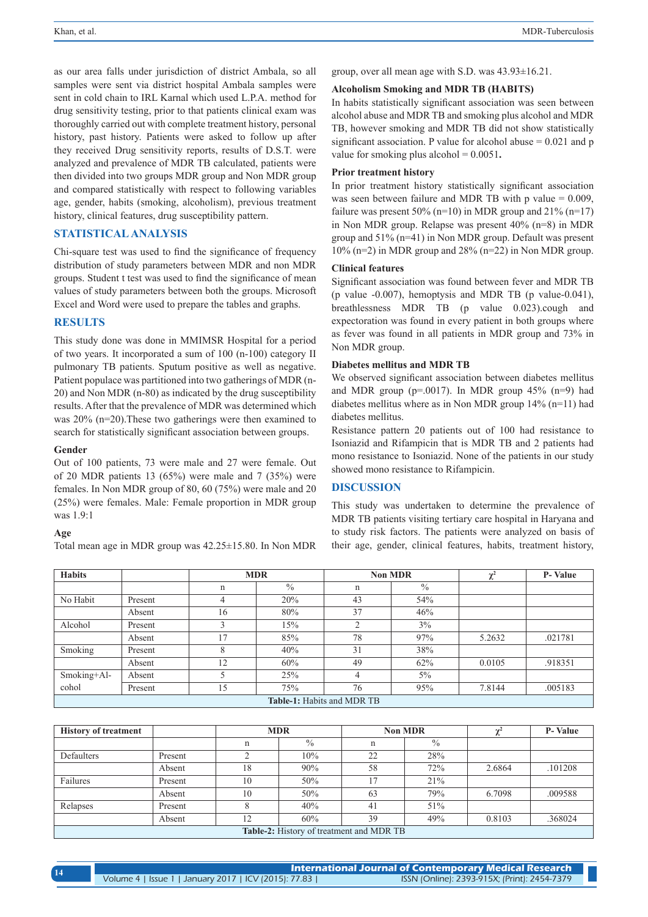as our area falls under jurisdiction of district Ambala, so all samples were sent via district hospital Ambala samples were sent in cold chain to IRL Karnal which used L.P.A. method for drug sensitivity testing, prior to that patients clinical exam was thoroughly carried out with complete treatment history, personal history, past history. Patients were asked to follow up after they received Drug sensitivity reports, results of D.S.T. were analyzed and prevalence of MDR TB calculated, patients were then divided into two groups MDR group and Non MDR group and compared statistically with respect to following variables age, gender, habits (smoking, alcoholism), previous treatment history, clinical features, drug susceptibility pattern.

## STATISTICAL ANALYSIS

Chi-square test was used to find the significance of frequency distribution of study parameters between MDR and non MDR groups. Student t test was used to find the significance of mean values of study parameters between both the groups. Microsoft Excel and Word were used to prepare the tables and graphs.

## RESULTS

This study done was done in MMIMSR Hospital for a period of two years. It incorporated a sum of 100 (n-100) category II pulmonary TB patients. Sputum positive as well as negative. Patient populace was partitioned into two gatherings of MDR (n-20) and Non MDR (n-80) as indicated by the drug susceptibility results. After that the prevalence of MDR was determined which was 20% (n=20).These two gatherings were then examined to search for statistically significant association between groups.

### Gender

Out of 100 patients, 73 were male and 27 were female. Out of 20 MDR patients 13 (65%) were male and 7 (35%) were females. In Non MDR group of 80, 60 (75%) were male and 20 (25%) were females. Male: Female proportion in MDR group was 1.9:1

### Age

Total mean age in MDR group was 42.25±15.80. In Non MDR group, over all mean age with S.D. was 43.93±16.21.

### Alcoholism Smoking and MDR TB (HABITS)

In habits statistically significant association was seen between alcohol abuse and MDR TB and smoking plus alcohol and MDR TB, however smoking and MDR TB did not show statistically significant association. P value for alcohol abuse = 0.021 and p value for smoking plus alcohol = 0.0051**.**

### Prior treatment history

In prior treatment history statistically significant association was seen between failure and MDR TB with p value = 0.009, failure was present 50% (n=10) in MDR group and 21% (n=17) in Non MDR group. Relapse was present 40% (n=8) in MDR group and 51% (n=41) in Non MDR group. Default was present 10% (n=2) in MDR group and 28% (n=22) in Non MDR group.

### Clinical features

Significant association was found between fever and MDR TB (p value -0.007), hemoptysis and MDR TB (p value-0.041), breathlessness MDR TB (p value 0.023).cough and expectoration was found in every patient in both groups where as fever was found in all patients in MDR group and 73% in Non MDR group.

### Diabetes mellitus and MDR TB

We observed significant association between diabetes mellitus and MDR group (p=.0017). In MDR group 45% (n=9) had diabetes mellitus where as in Non MDR group 14% (n=11) had diabetes mellitus.

Resistance pattern 20 patients out of 100 had resistance to Isoniazid and Rifampicin that is MDR TB and 2 patients had mono resistance to Isoniazid. None of the patients in our study showed mono resistance to Rifampicin.

## DISCUSSION

This study was undertaken to determine the prevalence of MDR TB patients visiting tertiary care hospital in Haryana and to study risk factors. The patients were analyzed on basis of their age, gender, clinical features, habits, treatment history,

| Habits | | MDR | | Non MDR | | $\chi^2$ | P- Value |
|---|---|---|---|---|---|---|---|
| | | n | % | n | % | | |
| No Habit | Present | 4 | 20% | 43 | 54% | | |
| | Absent | 16 | 80% | 37 | 46% | | |
| Alcohol | Present | 3 | 15% | 2 | 3% | | |
| | Absent | 17 | 85% | 78 | 97% | 5.2632 | .021781 |
| Smoking | Present | 8 | 40% | 31 | 38% | | |
| | Absent | 12 | 60% | 49 | 62% | 0.0105 | .918351 |
| Smoking+Alcohol | Absent | 5 | 25% | 4 | 5% | | |
| | Present | 15 | 75% | 76 | 95% | 7.8144 | .005183 |

**Table-1:** Habits and MDR TB

| History of treatment | | MDR | | Non MDR | | $\chi^2$ | P- Value |
|---|---|---|---|---|---|---|---|
| | | n | % | n | % | | |
| Defaulters | Present | 2 | 10% | 22 | 28% | | |
| | Absent | 18 | 90% | 58 | 72% | 2.6864 | .101208 |
| Failures | Present | 10 | 50% | 17 | 21% | | |
| | Absent | 10 | 50% | 63 | 79% | 6.7098 | .009588 |
| Relapses | Present | 8 | 40% | 41 | 51% | | |
| | Absent | 12 | 60% | 39 | 49% | 0.8103 | .368024 |

**Table-2:** History of treatment and MDR TB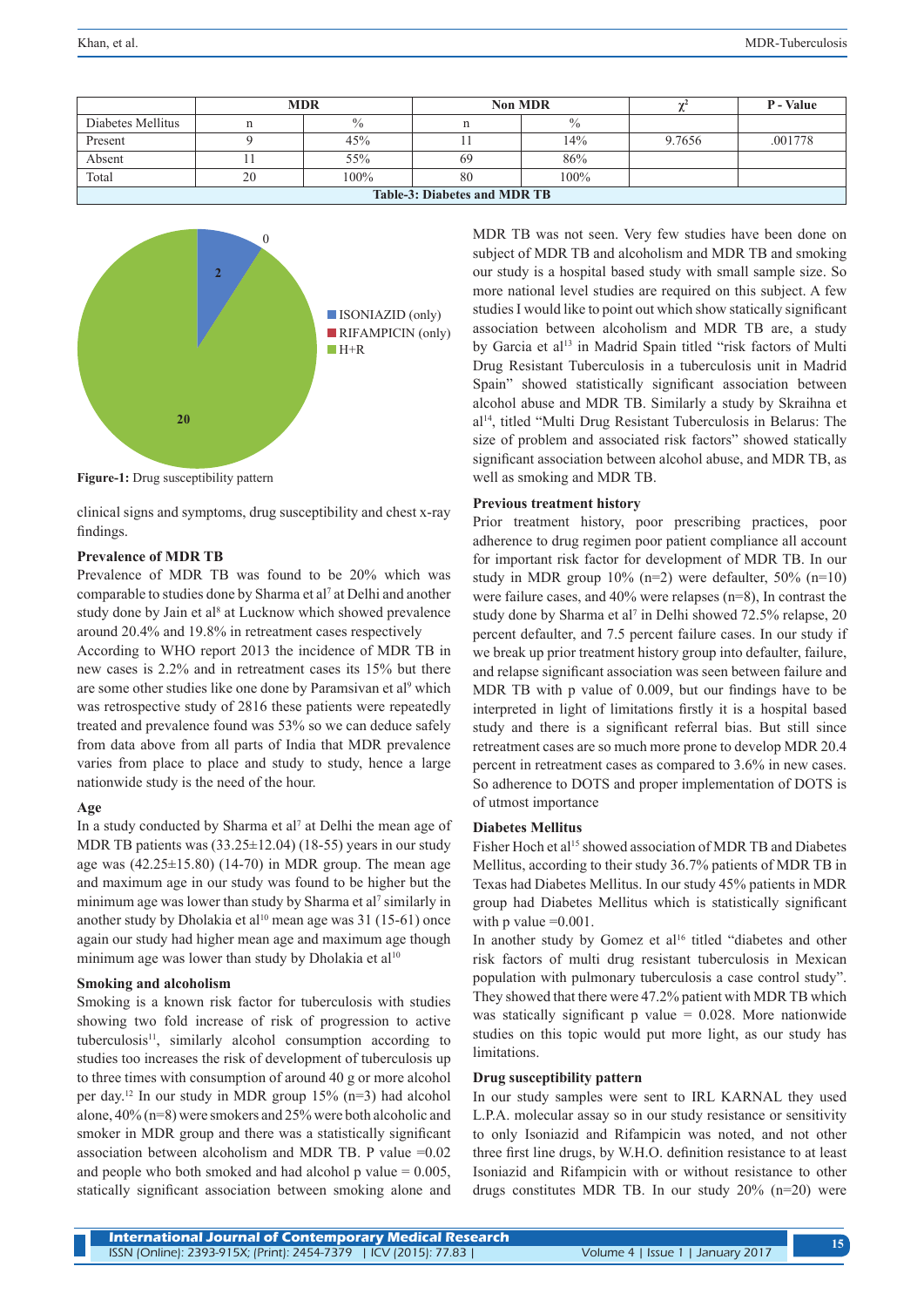| | MDR | | Non MDR | | $\chi^2$ | P - Value |
|---|---|---|---|---|---|---|
| Diabetes Mellitus | n | % | n | % | | |
| Present | 9 | 45% | 11 | 14% | 9.7656 | .001778 |
| Absent | 11 | 55% | 69 | 86% | | |
| Total | 20 | 100% | 80 | 100% | | |

**Table-3: Diabetes and MDR TB**

**Figure-1:** Drug susceptibility pattern

clinical signs and symptoms, drug susceptibility and chest x-ray findings.

### Prevalence of MDR TB

Prevalence of MDR TB was found to be 20% which was comparable to studies done by Sharma et al[7] at Delhi and another study done by Jain et al[8] at Lucknow which showed prevalence around 20.4% and 19.8% in retreatment cases respectively

According to WHO report 2013 the incidence of MDR TB in new cases is 2.2% and in retreatment cases its 15% but there are some other studies like one done by Paramsivan et al[9] which was retrospective study of 2816 these patients were repeatedly treated and prevalence found was 53% so we can deduce safely from data above from all parts of India that MDR prevalence varies from place to place and study to study, hence a large nationwide study is the need of the hour.

### Age

In a study conducted by Sharma et al[7] at Delhi the mean age of MDR TB patients was (33.25±12.04) (18-55) years in our study age was (42.25±15.80) (14-70) in MDR group. The mean age and maximum age in our study was found to be higher but the minimum age was lower than study by Sharma et al[7] similarly in another study by Dholakia et al[10] mean age was 31 (15-61) once again our study had higher mean age and maximum age though minimum age was lower than study by Dholakia et al[10]

### Smoking and alcoholism

Smoking is a known risk factor for tuberculosis with studies showing two fold increase of risk of progression to active tuberculosis[11], similarly alcohol consumption according to studies too increases the risk of development of tuberculosis up to three times with consumption of around 40 g or more alcohol per day.[12] In our study in MDR group 15% (n=3) had alcohol alone, 40% (n=8) were smokers and 25% were both alcoholic and smoker in MDR group and there was a statistically significant association between alcoholism and MDR TB. P value =0.02 and people who both smoked and had alcohol p value = 0.005, statically significant association between smoking alone and MDR TB was not seen. Very few studies have been done on subject of MDR TB and alcoholism and MDR TB and smoking our study is a hospital based study with small sample size. So more national level studies are required on this subject. A few studies I would like to point out which show statically significant association between alcoholism and MDR TB are, a study by Garcia et al[13] in Madrid Spain titled "risk factors of Multi Drug Resistant Tuberculosis in a tuberculosis unit in Madrid Spain" showed statistically significant association between alcohol abuse and MDR TB. Similarly a study by Skraihna et al[14], titled "Multi Drug Resistant Tuberculosis in Belarus: The size of problem and associated risk factors" showed statically significant association between alcohol abuse, and MDR TB, as well as smoking and MDR TB.

### Previous treatment history

Prior treatment history, poor prescribing practices, poor adherence to drug regimen poor patient compliance all account for important risk factor for development of MDR TB. In our study in MDR group 10% (n=2) were defaulter, 50% (n=10) were failure cases, and 40% were relapses (n=8), In contrast the study done by Sharma et al[7] in Delhi showed 72.5% relapse, 20 percent defaulter, and 7.5 percent failure cases. In our study if we break up prior treatment history group into defaulter, failure, and relapse significant association was seen between failure and MDR TB with p value of 0.009, but our findings have to be interpreted in light of limitations firstly it is a hospital based study and there is a significant referral bias. But still since retreatment cases are so much more prone to develop MDR 20.4 percent in retreatment cases as compared to 3.6% in new cases. So adherence to DOTS and proper implementation of DOTS is of utmost importance

### Diabetes Mellitus

Fisher Hoch et al[15] showed association of MDR TB and Diabetes Mellitus, according to their study 36.7% patients of MDR TB in Texas had Diabetes Mellitus. In our study 45% patients in MDR group had Diabetes Mellitus which is statistically significant with p value =0.001.

In another study by Gomez et al[16] titled "diabetes and other risk factors of multi drug resistant tuberculosis in Mexican population with pulmonary tuberculosis a case control study". They showed that there were 47.2% patient with MDR TB which was statically significant p value = 0.028. More nationwide studies on this topic would put more light, as our study has limitations.

### Drug susceptibility pattern

In our study samples were sent to IRL KARNAL they used L.P.A. molecular assay so in our study resistance or sensitivity to only Isoniazid and Rifampicin was noted, and not other three first line drugs, by W.H.O. definition resistance to at least Isoniazid and Rifampicin with or without resistance to other drugs constitutes MDR TB. In our study 20% (n=20) were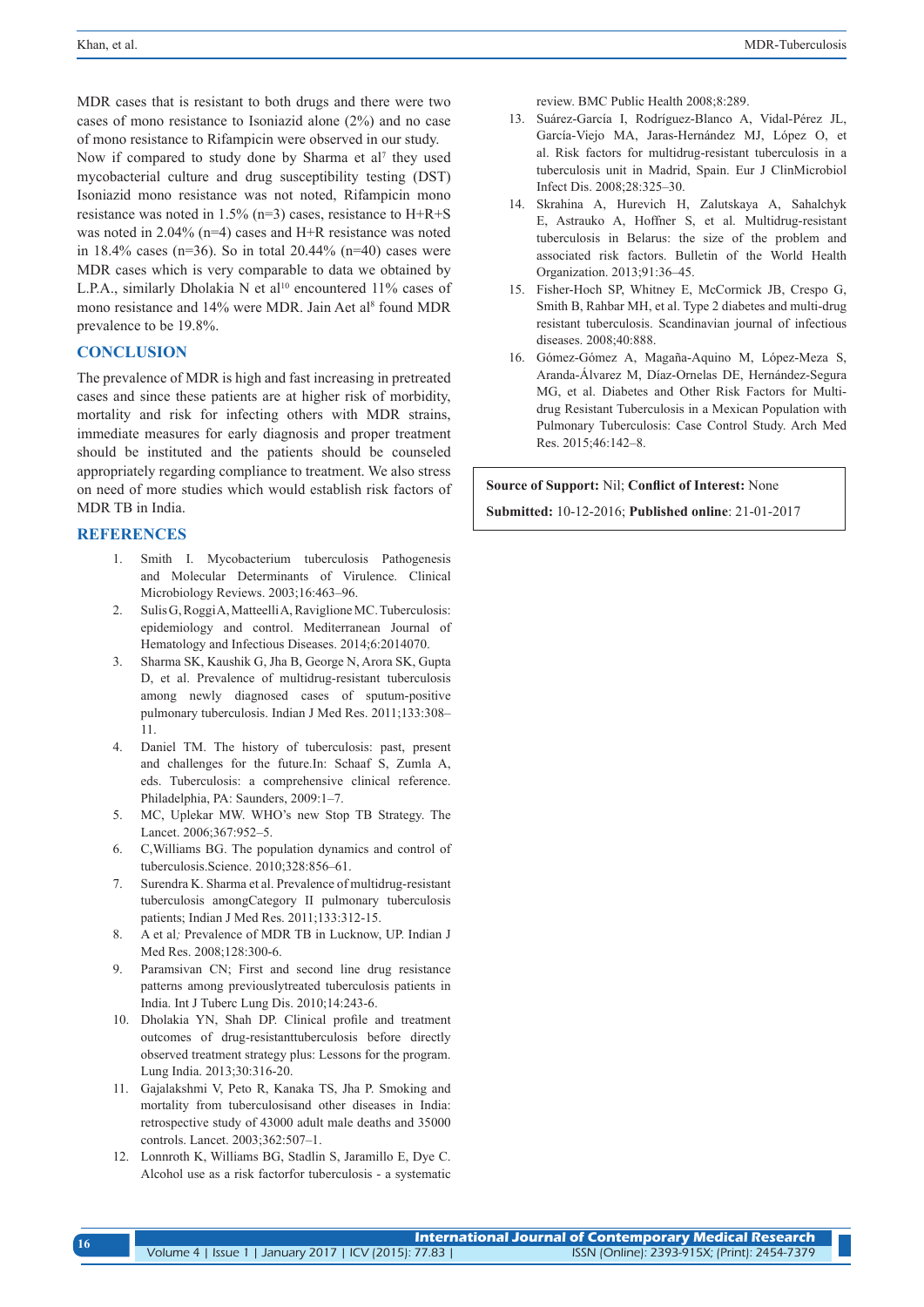MDR cases that is resistant to both drugs and there were two cases of mono resistance to Isoniazid alone (2%) and no case of mono resistance to Rifampicin were observed in our study.

Now if compared to study done by Sharma et al[7] they used mycobacterial culture and drug susceptibility testing (DST) Isoniazid mono resistance was not noted, Rifampicin mono resistance was noted in 1.5% (n=3) cases, resistance to H+R+S was noted in 2.04% (n=4) cases and H+R resistance was noted in 18.4% cases (n=36). So in total 20.44% (n=40) cases were MDR cases which is very comparable to data we obtained by L.P.A., similarly Dholakia N et al[10] encountered 11% cases of mono resistance and 14% were MDR. Jain Aet al[8] found MDR prevalence to be 19.8%.

## CONCLUSION

The prevalence of MDR is high and fast increasing in pretreated cases and since these patients are at higher risk of morbidity, mortality and risk for infecting others with MDR strains, immediate measures for early diagnosis and proper treatment should be instituted and the patients should be counseled appropriately regarding compliance to treatment. We also stress on need of more studies which would establish risk factors of MDR TB in India.

## REFERENCES

1. Smith I. Mycobacterium tuberculosis Pathogenesis and Molecular Determinants of Virulence. Clinical Microbiology Reviews. 2003;16:463–96.
2. Sulis G, Roggi A, Matteelli A, Raviglione MC. Tuberculosis: epidemiology and control. Mediterranean Journal of Hematology and Infectious Diseases. 2014;6:2014070.
3. Sharma SK, Kaushik G, Jha B, George N, Arora SK, Gupta D, et al. Prevalence of multidrug-resistant tuberculosis among newly diagnosed cases of sputum-positive pulmonary tuberculosis. Indian J Med Res. 2011;133:308–11.
4. Daniel TM. The history of tuberculosis: past, present and challenges for the future.In: Schaaf S, Zumla A, eds. Tuberculosis: a comprehensive clinical reference. Philadelphia, PA: Saunders, 2009:1–7.
5. MC, Uplekar MW. WHO's new Stop TB Strategy. The Lancet. 2006;367:952–5.
6. C,Williams BG. The population dynamics and control of tuberculosis.Science. 2010;328:856–61.
7. Surendra K. Sharma et al. Prevalence of multidrug-resistant tuberculosis amongCategory II pulmonary tuberculosis patients; Indian J Med Res. 2011;133:312-15.
8. A et al; Prevalence of MDR TB in Lucknow, UP. Indian J Med Res. 2008;128:300-6.
9. Paramsivan CN; First and second line drug resistance patterns among previouslytreated tuberculosis patients in India. Int J Tuberc Lung Dis. 2010;14:243-6.
10. Dholakia YN, Shah DP. Clinical profile and treatment outcomes of drug-resistanttuberculosis before directly observed treatment strategy plus: Lessons for the program. Lung India. 2013;30:316-20.
11. Gajalakshmi V, Peto R, Kanaka TS, Jha P. Smoking and mortality from tuberculosisand other diseases in India: retrospective study of 43000 adult male deaths and 35000 controls. Lancet. 2003;362:507–1.
12. Lonnroth K, Williams BG, Stadlin S, Jaramillo E, Dye C. Alcohol use as a risk factorfor tuberculosis - a systematic review. BMC Public Health 2008;8:289.
13. Suárez-García I, Rodríguez-Blanco A, Vidal-Pérez JL, García-Viejo MA, Jaras-Hernández MJ, López O, et al. Risk factors for multidrug-resistant tuberculosis in a tuberculosis unit in Madrid, Spain. Eur J ClinMicrobiol Infect Dis. 2008;28:325–30.
14. Skrahina A, Hurevich H, Zalutskaya A, Sahalchyk E, Astrauko A, Hoffner S, et al. Multidrug-resistant tuberculosis in Belarus: the size of the problem and associated risk factors. Bulletin of the World Health Organization. 2013;91:36–45.
15. Fisher-Hoch SP, Whitney E, McCormick JB, Crespo G, Smith B, Rahbar MH, et al. Type 2 diabetes and multi-drug resistant tuberculosis. Scandinavian journal of infectious diseases. 2008;40:888.
16. Gómez-Gómez A, Magaña-Aquino M, López-Meza S, Aranda-Álvarez M, Díaz-Ornelas DE, Hernández-Segura MG, et al. Diabetes and Other Risk Factors for Multi-drug Resistant Tuberculosis in a Mexican Population with Pulmonary Tuberculosis: Case Control Study. Arch Med Res. 2015;46:142–8.

**Source of Support:** Nil; **Conflict of Interest:** None

**Submitted:** 10-12-2016; **Published online**: 21-01-2017